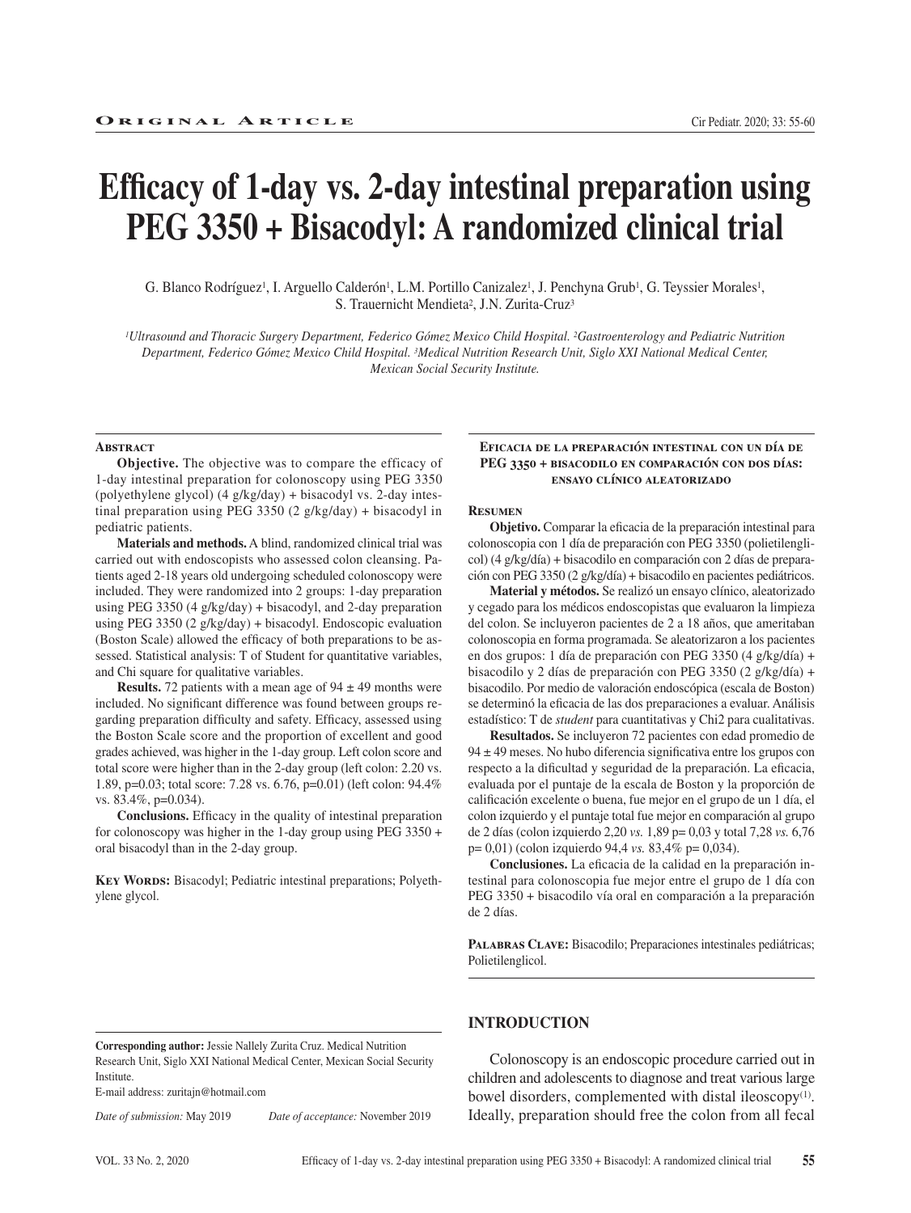ORIGINAL ARTICLE

# Efficacy of 1-day vs. 2-day intestinal preparation using PEG 3350 + Bisacodyl: A randomized clinical trial

G. Blanco Rodríguez[1], I. Arguello Calderón[1], L.M. Portillo Canizalez[1], J. Penchyna Grub[1], G. Teyssier Morales[1], S. Trauernicht Mendieta[2], J.N. Zurita-Cruz[3]

*[1]Ultrasound and Thoracic Surgery Department, Federico Gómez Mexico Child Hospital. [2]Gastroenterology and Pediatric Nutrition Department, Federico Gómez Mexico Child Hospital. [3]Medical Nutrition Research Unit, Siglo XXI National Medical Center, Mexican Social Security Institute.*

## Abstract

**Objective.** The objective was to compare the efficacy of 1-day intestinal preparation for colonoscopy using PEG 3350 (polyethylene glycol) (4 g/kg/day) + bisacodyl vs. 2-day intestinal preparation using PEG 3350 (2 g/kg/day) + bisacodyl in pediatric patients.

**Materials and methods.** A blind, randomized clinical trial was carried out with endoscopists who assessed colon cleansing. Patients aged 2-18 years old undergoing scheduled colonoscopy were included. They were randomized into 2 groups: 1-day preparation using PEG 3350 (4 g/kg/day) + bisacodyl, and 2-day preparation using PEG 3350 (2 g/kg/day) + bisacodyl. Endoscopic evaluation (Boston Scale) allowed the efficacy of both preparations to be assessed. Statistical analysis: T of Student for quantitative variables, and Chi square for qualitative variables.

**Results.** 72 patients with a mean age of 94 ± 49 months were included. No significant difference was found between groups regarding preparation difficulty and safety. Efficacy, assessed using the Boston Scale score and the proportion of excellent and good grades achieved, was higher in the 1-day group. Left colon score and total score were higher than in the 2-day group (left colon: 2.20 vs. 1.89, p=0.03; total score: 7.28 vs. 6.76, p=0.01) (left colon: 94.4% vs. 83.4%, p=0.034).

**Conclusions.** Efficacy in the quality of intestinal preparation for colonoscopy was higher in the 1-day group using PEG 3350 + oral bisacodyl than in the 2-day group.

**KEY WORDS:** Bisacodyl; Pediatric intestinal preparations; Polyethylene glycol.

## Eficacia de la preparación intestinal con un día de PEG 3350 + bisacodilo en comparación con dos días: ensayo clínico aleatorizado

## Resumen

**Objetivo.** Comparar la eficacia de la preparación intestinal para colonoscopia con 1 día de preparación con PEG 3350 (polietilenglicol) (4 g/kg/día) + bisacodilo en comparación con 2 días de preparación con PEG 3350 (2 g/kg/día) + bisacodilo en pacientes pediátricos.

**Material y métodos.** Se realizó un ensayo clínico, aleatorizado y cegado para los médicos endoscopistas que evaluaron la limpieza del colon. Se incluyeron pacientes de 2 a 18 años, que ameritaban colonoscopia en forma programada. Se aleatorizaron a los pacientes en dos grupos: 1 día de preparación con PEG 3350 (4 g/kg/día) + bisacodilo y 2 días de preparación con PEG 3350 (2 g/kg/día) + bisacodilo. Por medio de valoración endoscópica (escala de Boston) se determinó la eficacia de las dos preparaciones a evaluar. Análisis estadístico: T de *student* para cuantitativas y Chi2 para cualitativas.

**Resultados.** Se incluyeron 72 pacientes con edad promedio de 94 ± 49 meses. No hubo diferencia significativa entre los grupos con respecto a la dificultad y seguridad de la preparación. La eficacia, evaluada por el puntaje de la escala de Boston y la proporción de calificación excelente o buena, fue mejor en el grupo de un 1 día, el colon izquierdo y el puntaje total fue mejor en comparación al grupo de 2 días (colon izquierdo 2,20 *vs.* 1,89 p= 0,03 y total 7,28 *vs.* 6,76 p= 0,01) (colon izquierdo 94,4 *vs.* 83,4% p= 0,034).

**Conclusiones.** La eficacia de la calidad en la preparación intestinal para colonoscopia fue mejor entre el grupo de 1 día con PEG 3350 + bisacodilo vía oral en comparación a la preparación de 2 días.

**PALABRAS CLAVE:** Bisacodilo; Preparaciones intestinales pediátricas; Polietilenglicol.

**Corresponding author:** Jessie Nallely Zurita Cruz. Medical Nutrition Research Unit, Siglo XXI National Medical Center, Mexican Social Security Institute.
E-mail address: zuritajn@hotmail.com

*Date of submission:* May 2019 *Date of acceptance:* November 2019

## INTRODUCTION

Colonoscopy is an endoscopic procedure carried out in children and adolescents to diagnose and treat various large bowel disorders, complemented with distal ileoscopy[1]. Ideally, preparation should free the colon from all fecal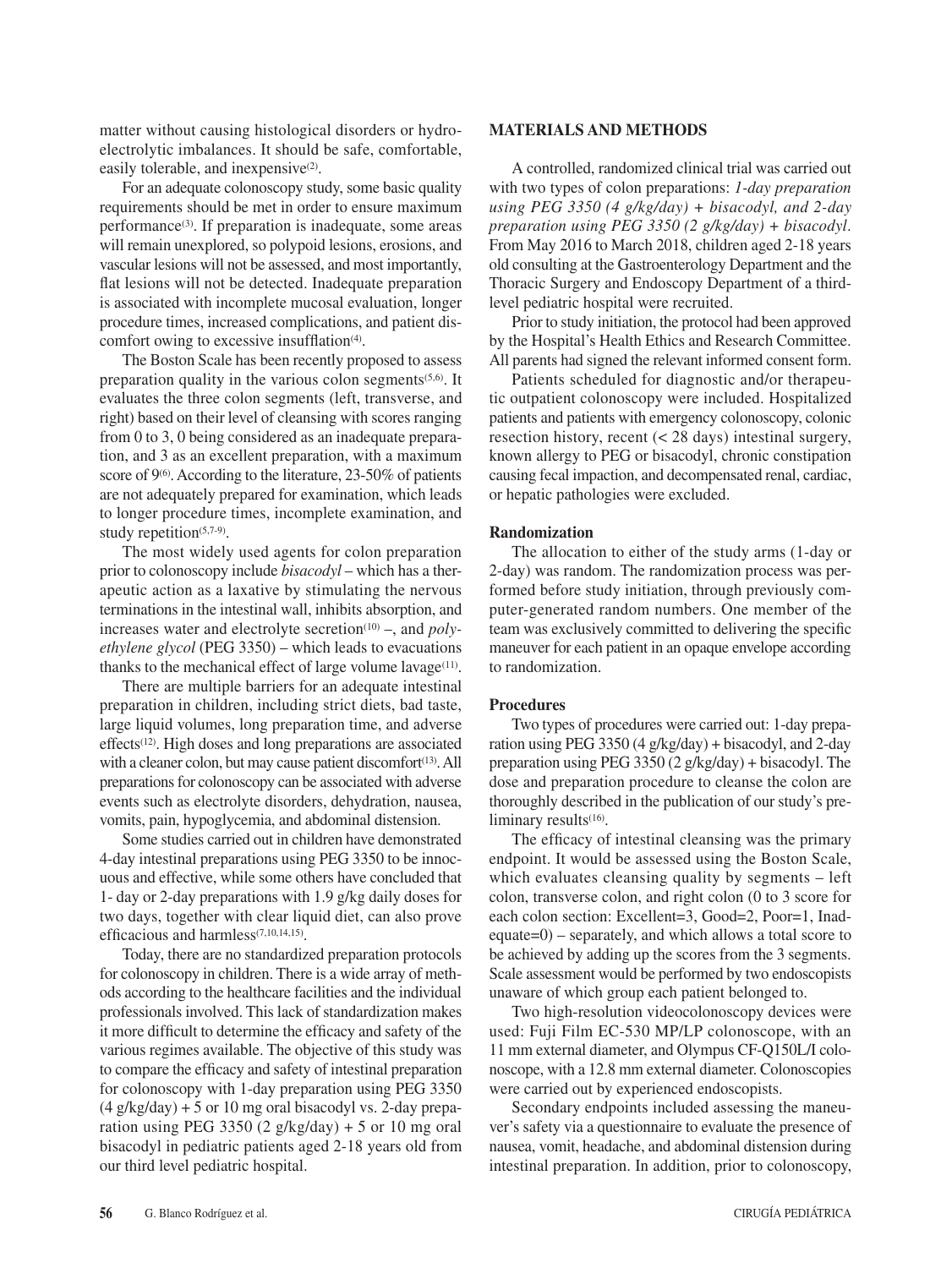matter without causing histological disorders or hydroelectrolytic imbalances. It should be safe, comfortable, easily tolerable, and inexpensive[2].

For an adequate colonoscopy study, some basic quality requirements should be met in order to ensure maximum performance[3]. If preparation is inadequate, some areas will remain unexplored, so polypoid lesions, erosions, and vascular lesions will not be assessed, and most importantly, flat lesions will not be detected. Inadequate preparation is associated with incomplete mucosal evaluation, longer procedure times, increased complications, and patient discomfort owing to excessive insufflation[4].

The Boston Scale has been recently proposed to assess preparation quality in the various colon segments[5,6]. It evaluates the three colon segments (left, transverse, and right) based on their level of cleansing with scores ranging from 0 to 3, 0 being considered as an inadequate preparation, and 3 as an excellent preparation, with a maximum score of 9[6]. According to the literature, 23-50% of patients are not adequately prepared for examination, which leads to longer procedure times, incomplete examination, and study repetition[5,7-9].

The most widely used agents for colon preparation prior to colonoscopy include *bisacodyl* – which has a therapeutic action as a laxative by stimulating the nervous terminations in the intestinal wall, inhibits absorption, and increases water and electrolyte secretion[10] –, and *polyethylene glycol* (PEG 3350) – which leads to evacuations thanks to the mechanical effect of large volume lavage[11].

There are multiple barriers for an adequate intestinal preparation in children, including strict diets, bad taste, large liquid volumes, long preparation time, and adverse effects[12]. High doses and long preparations are associated with a cleaner colon, but may cause patient discomfort[13]. All preparations for colonoscopy can be associated with adverse events such as electrolyte disorders, dehydration, nausea, vomits, pain, hypoglycemia, and abdominal distension.

Some studies carried out in children have demonstrated 4-day intestinal preparations using PEG 3350 to be innocuous and effective, while some others have concluded that 1- day or 2-day preparations with 1.9 g/kg daily doses for two days, together with clear liquid diet, can also prove efficacious and harmless[7,10,14,15].

Today, there are no standardized preparation protocols for colonoscopy in children. There is a wide array of methods according to the healthcare facilities and the individual professionals involved. This lack of standardization makes it more difficult to determine the efficacy and safety of the various regimes available. The objective of this study was to compare the efficacy and safety of intestinal preparation for colonoscopy with 1-day preparation using PEG 3350 (4 g/kg/day) + 5 or 10 mg oral bisacodyl vs. 2-day preparation using PEG 3350 (2 g/kg/day) + 5 or 10 mg oral bisacodyl in pediatric patients aged 2-18 years old from our third level pediatric hospital.

## MATERIALS AND METHODS

A controlled, randomized clinical trial was carried out with two types of colon preparations: *1-day preparation using PEG 3350 (4 g/kg/day) + bisacodyl, and 2-day preparation using PEG 3350 (2 g/kg/day) + bisacodyl*. From May 2016 to March 2018, children aged 2-18 years old consulting at the Gastroenterology Department and the Thoracic Surgery and Endoscopy Department of a third-level pediatric hospital were recruited.

Prior to study initiation, the protocol had been approved by the Hospital's Health Ethics and Research Committee. All parents had signed the relevant informed consent form.

Patients scheduled for diagnostic and/or therapeutic outpatient colonoscopy were included. Hospitalized patients and patients with emergency colonoscopy, colonic resection history, recent (< 28 days) intestinal surgery, known allergy to PEG or bisacodyl, chronic constipation causing fecal impaction, and decompensated renal, cardiac, or hepatic pathologies were excluded.

### Randomization

The allocation to either of the study arms (1-day or 2-day) was random. The randomization process was performed before study initiation, through previously computer-generated random numbers. One member of the team was exclusively committed to delivering the specific maneuver for each patient in an opaque envelope according to randomization.

### Procedures

Two types of procedures were carried out: 1-day preparation using PEG 3350 (4 g/kg/day) + bisacodyl, and 2-day preparation using PEG 3350 (2 g/kg/day) + bisacodyl. The dose and preparation procedure to cleanse the colon are thoroughly described in the publication of our study's preliminary results[16].

The efficacy of intestinal cleansing was the primary endpoint. It would be assessed using the Boston Scale, which evaluates cleansing quality by segments – left colon, transverse colon, and right colon (0 to 3 score for each colon section: Excellent=3, Good=2, Poor=1, Inadequate=0) – separately, and which allows a total score to be achieved by adding up the scores from the 3 segments. Scale assessment would be performed by two endoscopists unaware of which group each patient belonged to.

Two high-resolution videocolonoscopy devices were used: Fuji Film EC-530 MP/LP colonoscope, with an 11 mm external diameter, and Olympus CF-Q150L/I colonoscope, with a 12.8 mm external diameter. Colonoscopies were carried out by experienced endoscopists.

Secondary endpoints included assessing the maneuver's safety via a questionnaire to evaluate the presence of nausea, vomit, headache, and abdominal distension during intestinal preparation. In addition, prior to colonoscopy,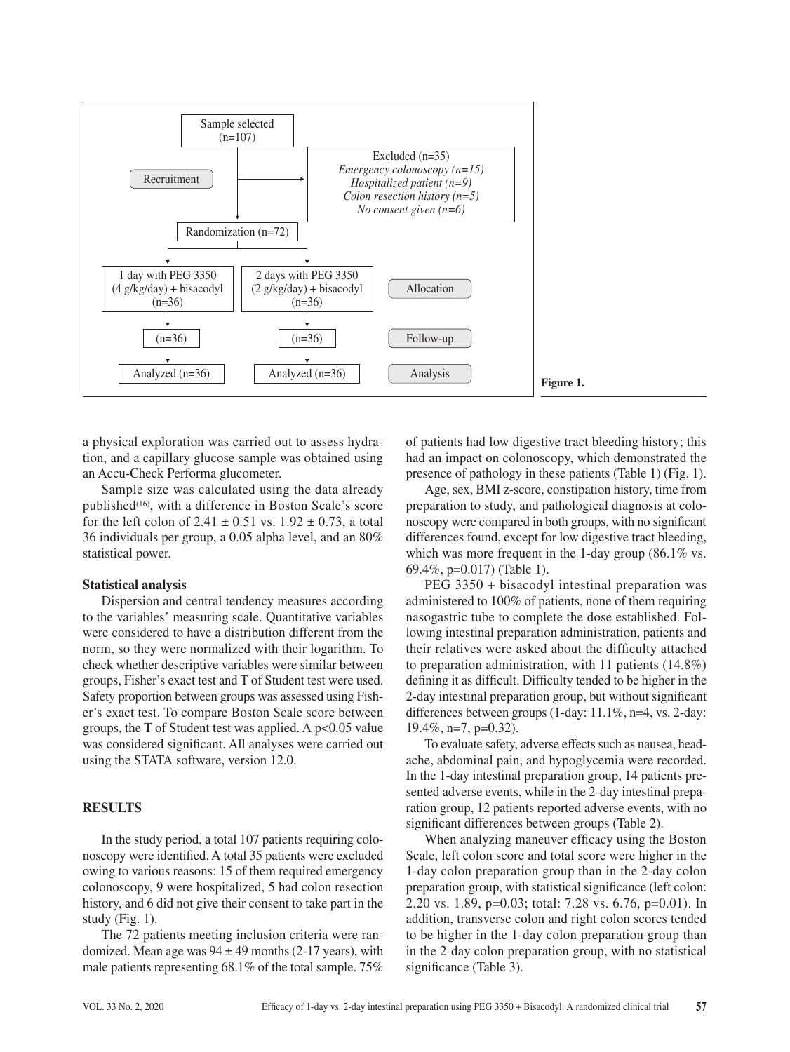Sample selected (n=107)

Recruitment

Excluded (n=35)
*Emergency colonoscopy (n=15)*
*Hospitalized patient (n=9)*
*Colon resection history (n=5)*
*No consent given (n=6)*

Randomization (n=72)

| | 1 day with PEG 3350 (4 g/kg/day) + bisacodyl (n=36) | 2 days with PEG 3350 (2 g/kg/day) + bisacodyl (n=36) |
|---|---|---|
| Allocation | 1 day with PEG 3350 (4 g/kg/day) + bisacodyl (n=36) | 2 days with PEG 3350 (2 g/kg/day) + bisacodyl (n=36) |
| Follow-up | (n=36) | (n=36) |
| Analysis | Analyzed (n=36) | Analyzed (n=36) |

**Figure 1.**

a physical exploration was carried out to assess hydration, and a capillary glucose sample was obtained using an Accu-Check Performa glucometer.

Sample size was calculated using the data already published[16], with a difference in Boston Scale's score for the left colon of 2.41 ± 0.51 vs. 1.92 ± 0.73, a total 36 individuals per group, a 0.05 alpha level, and an 80% statistical power.

### Statistical analysis

Dispersion and central tendency measures according to the variables' measuring scale. Quantitative variables were considered to have a distribution different from the norm, so they were normalized with their logarithm. To check whether descriptive variables were similar between groups, Fisher's exact test and T of Student test were used. Safety proportion between groups was assessed using Fisher's exact test. To compare Boston Scale score between groups, the T of Student test was applied. A $p<0.05$ value was considered significant. All analyses were carried out using the STATA software, version 12.0.

## RESULTS

In the study period, a total 107 patients requiring colonoscopy were identified. A total 35 patients were excluded owing to various reasons: 15 of them required emergency colonoscopy, 9 were hospitalized, 5 had colon resection history, and 6 did not give their consent to take part in the study (Fig. 1).

The 72 patients meeting inclusion criteria were randomized. Mean age was 94 ± 49 months (2-17 years), with male patients representing 68.1% of the total sample. 75% of patients had low digestive tract bleeding history; this had an impact on colonoscopy, which demonstrated the presence of pathology in these patients (Table 1) (Fig. 1).

Age, sex, BMI z-score, constipation history, time from preparation to study, and pathological diagnosis at colonoscopy were compared in both groups, with no significant differences found, except for low digestive tract bleeding, which was more frequent in the 1-day group (86.1% vs. 69.4%, p=0.017) (Table 1).

PEG 3350 + bisacodyl intestinal preparation was administered to 100% of patients, none of them requiring nasogastric tube to complete the dose established. Following intestinal preparation administration, patients and their relatives were asked about the difficulty attached to preparation administration, with 11 patients (14.8%) defining it as difficult. Difficulty tended to be higher in the 2-day intestinal preparation group, but without significant differences between groups (1-day: 11.1%, n=4, vs. 2-day: 19.4%, n=7, p=0.32).

To evaluate safety, adverse effects such as nausea, headache, abdominal pain, and hypoglycemia were recorded. In the 1-day intestinal preparation group, 14 patients presented adverse events, while in the 2-day intestinal preparation group, 12 patients reported adverse events, with no significant differences between groups (Table 2).

When analyzing maneuver efficacy using the Boston Scale, left colon score and total score were higher in the 1-day colon preparation group than in the 2-day colon preparation group, with statistical significance (left colon: 2.20 vs. 1.89, p=0.03; total: 7.28 vs. 6.76, p=0.01). In addition, transverse colon and right colon scores tended to be higher in the 1-day colon preparation group than in the 2-day colon preparation group, with no statistical significance (Table 3).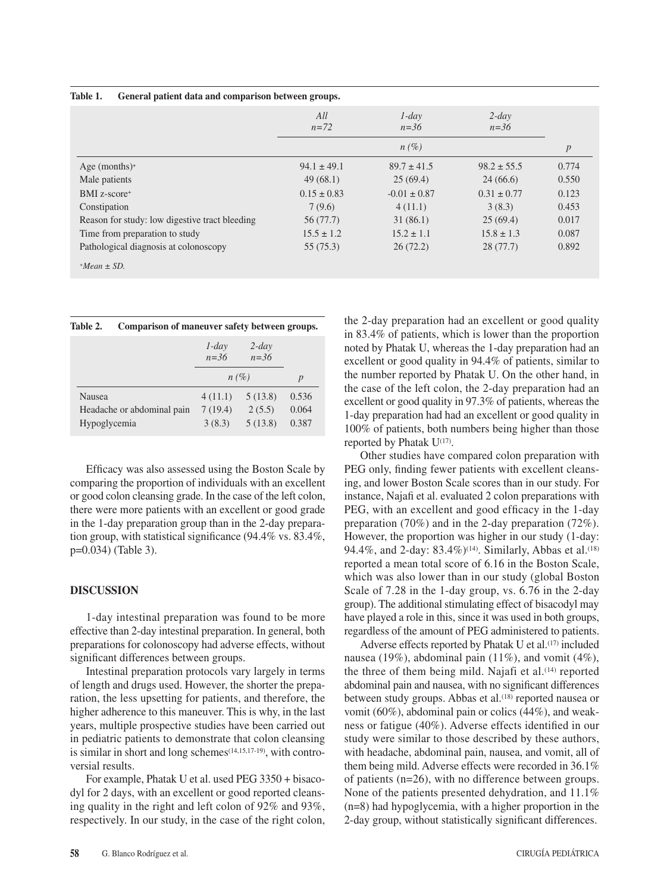**Table 1. General patient data and comparison between groups.**

| | *All* *n=72* | *1-day* *n=36* | *2-day* *n=36* | |
|---|---|---|---|---|
| | | *n (%)* | | *p* |
| Age (months)⁺ | 94.1 ± 49.1 | 89.7 ± 41.5 | 98.2 ± 55.5 | 0.774 |
| Male patients | 49 (68.1) | 25 (69.4) | 24 (66.6) | 0.550 |
| BMI z-score⁺ | 0.15 ± 0.83 | -0.01 ± 0.87 | 0.31 ± 0.77 | 0.123 |
| Constipation | 7 (9.6) | 4 (11.1) | 3 (8.3) | 0.453 |
| Reason for study: low digestive tract bleeding | 56 (77.7) | 31 (86.1) | 25 (69.4) | 0.017 |
| Time from preparation to study | 15.5 ± 1.2 | 15.2 ± 1.1 | 15.8 ± 1.3 | 0.087 |
| Pathological diagnosis at colonoscopy | 55 (75.3) | 26 (72.2) | 28 (77.7) | 0.892 |

⁺*Mean ± SD.*

**Table 2. Comparison of maneuver safety between groups.**

| | *1-day* *n=36* | *2-day* *n=36* | |
|---|---|---|---|
| | *n (%)* | | *p* |
| Nausea | 4 (11.1) | 5 (13.8) | 0.536 |
| Headache or abdominal pain | 7 (19.4) | 2 (5.5) | 0.064 |
| Hypoglycemia | 3 (8.3) | 5 (13.8) | 0.387 |

Efficacy was also assessed using the Boston Scale by comparing the proportion of individuals with an excellent or good colon cleansing grade. In the case of the left colon, there were more patients with an excellent or good grade in the 1-day preparation group than in the 2-day preparation group, with statistical significance (94.4% vs. 83.4%, p=0.034) (Table 3).

## DISCUSSION

1-day intestinal preparation was found to be more effective than 2-day intestinal preparation. In general, both preparations for colonoscopy had adverse effects, without significant differences between groups.

Intestinal preparation protocols vary largely in terms of length and drugs used. However, the shorter the preparation, the less upsetting for patients, and therefore, the higher adherence to this maneuver. This is why, in the last years, multiple prospective studies have been carried out in pediatric patients to demonstrate that colon cleansing is similar in short and long schemes[14,15,17-19], with controversial results.

For example, Phatak U et al. used PEG 3350 + bisacodyl for 2 days, with an excellent or good reported cleansing quality in the right and left colon of 92% and 93%, respectively. In our study, in the case of the right colon, the 2-day preparation had an excellent or good quality in 83.4% of patients, which is lower than the proportion noted by Phatak U, whereas the 1-day preparation had an excellent or good quality in 94.4% of patients, similar to the number reported by Phatak U. On the other hand, in the case of the left colon, the 2-day preparation had an excellent or good quality in 97.3% of patients, whereas the 1-day preparation had had an excellent or good quality in 100% of patients, both numbers being higher than those reported by Phatak U[17].

Other studies have compared colon preparation with PEG only, finding fewer patients with excellent cleansing, and lower Boston Scale scores than in our study. For instance, Najafi et al. evaluated 2 colon preparations with PEG, with an excellent and good efficacy in the 1-day preparation (70%) and in the 2-day preparation (72%). However, the proportion was higher in our study (1-day: 94.4%, and 2-day: 83.4%)[14]. Similarly, Abbas et al.[18] reported a mean total score of 6.16 in the Boston Scale, which was also lower than in our study (global Boston Scale of 7.28 in the 1-day group, vs. 6.76 in the 2-day group). The additional stimulating effect of bisacodyl may have played a role in this, since it was used in both groups, regardless of the amount of PEG administered to patients.

Adverse effects reported by Phatak U et al.[17] included nausea (19%), abdominal pain (11%), and vomit (4%), the three of them being mild. Najafi et al.[14] reported abdominal pain and nausea, with no significant differences between study groups. Abbas et al.[18] reported nausea or vomit (60%), abdominal pain or colics (44%), and weakness or fatigue (40%). Adverse effects identified in our study were similar to those described by these authors, with headache, abdominal pain, nausea, and vomit, all of them being mild. Adverse effects were recorded in 36.1% of patients (n=26), with no difference between groups. None of the patients presented dehydration, and 11.1% (n=8) had hypoglycemia, with a higher proportion in the 2-day group, without statistically significant differences.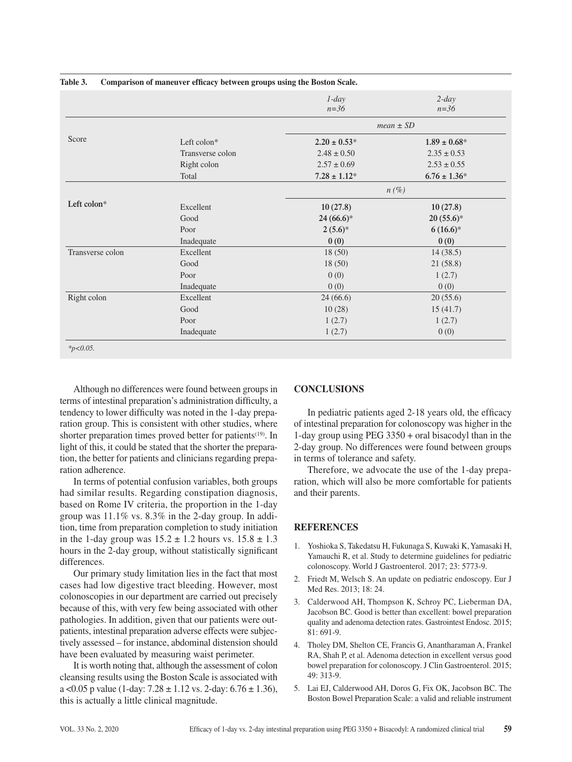**Table 3. Comparison of maneuver efficacy between groups using the Boston Scale.**

| | | *1-day* *n=36* | *2-day* *n=36* |
|---|---|---|---|
| | | *mean ± SD* | |
| Score | Left colon* | **2.20 ± 0.53*** | **1.89 ± 0.68*** |
| | Transverse colon | 2.48 ± 0.50 | 2.35 ± 0.53 |
| | Right colon | 2.57 ± 0.69 | 2.53 ± 0.55 |
| | Total | **7.28 ± 1.12*** | **6.76 ± 1.36*** |
| | | *n (%)* | |
| **Left colon*** | Excellent | **10 (27.8)** | **10 (27.8)** |
| | Good | **24 (66.6)*** | **20 (55.6)*** |
| | Poor | **2 (5.6)*** | **6 (16.6)*** |
| | Inadequate | **0 (0)** | **0 (0)** |
| Transverse colon | Excellent | 18 (50) | 14 (38.5) |
| | Good | 18 (50) | 21 (58.8) |
| | Poor | 0 (0) | 1 (2.7) |
| | Inadequate | 0 (0) | 0 (0) |
| Right colon | Excellent | 24 (66.6) | 20 (55.6) |
| | Good | 10 (28) | 15 (41.7) |
| | Poor | 1 (2.7) | 1 (2.7) |
| | Inadequate | 1 (2.7) | 0 (0) |

*$p<0.05$.

Although no differences were found between groups in terms of intestinal preparation's administration difficulty, a tendency to lower difficulty was noted in the 1-day preparation group. This is consistent with other studies, where shorter preparation times proved better for patients[19]. In light of this, it could be stated that the shorter the preparation, the better for patients and clinicians regarding preparation adherence.

In terms of potential confusion variables, both groups had similar results. Regarding constipation diagnosis, based on Rome IV criteria, the proportion in the 1-day group was 11.1% vs. 8.3% in the 2-day group. In addition, time from preparation completion to study initiation in the 1-day group was 15.2 ± 1.2 hours vs. 15.8 ± 1.3 hours in the 2-day group, without statistically significant differences.

Our primary study limitation lies in the fact that most cases had low digestive tract bleeding. However, most colonoscopies in our department are carried out precisely because of this, with very few being associated with other pathologies. In addition, given that our patients were outpatients, intestinal preparation adverse effects were subjectively assessed – for instance, abdominal distension should have been evaluated by measuring waist perimeter.

It is worth noting that, although the assessment of colon cleansing results using the Boston Scale is associated with a <0.05 p value (1-day: 7.28 ± 1.12 vs. 2-day: 6.76 ± 1.36), this is actually a little clinical magnitude.

## CONCLUSIONS

In pediatric patients aged 2-18 years old, the efficacy of intestinal preparation for colonoscopy was higher in the 1-day group using PEG 3350 + oral bisacodyl than in the 2-day group. No differences were found between groups in terms of tolerance and safety.

Therefore, we advocate the use of the 1-day preparation, which will also be more comfortable for patients and their parents.

## REFERENCES

1. Yoshioka S, Takedatsu H, Fukunaga S, Kuwaki K, Yamasaki H, Yamauchi R, et al. Study to determine guidelines for pediatric colonoscopy. World J Gastroenterol. 2017; 23: 5773-9.
2. Friedt M, Welsch S. An update on pediatric endoscopy. Eur J Med Res. 2013; 18: 24.
3. Calderwood AH, Thompson K, Schroy PC, Lieberman DA, Jacobson BC. Good is better than excellent: bowel preparation quality and adenoma detection rates. Gastrointest Endosc. 2015; 81: 691-9.
4. Tholey DM, Shelton CE, Francis G, Anantharaman A, Frankel RA, Shah P, et al. Adenoma detection in excellent versus good bowel preparation for colonoscopy. J Clin Gastroenterol. 2015; 49: 313-9.
5. Lai EJ, Calderwood AH, Doros G, Fix OK, Jacobson BC. The Boston Bowel Preparation Scale: a valid and reliable instrument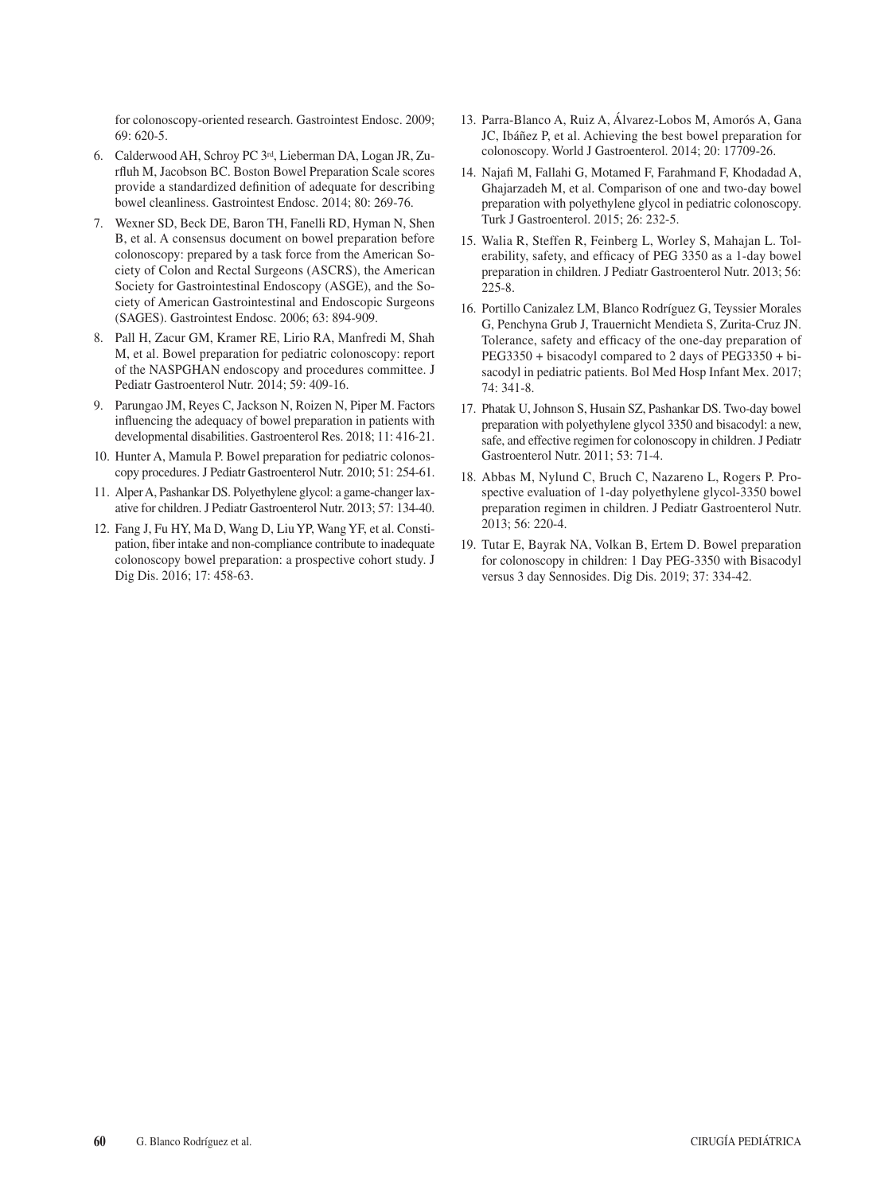for colonoscopy-oriented research. Gastrointest Endosc. 2009; 69: 620-5.

6. Calderwood AH, Schroy PC 3rd, Lieberman DA, Logan JR, Zurfluh M, Jacobson BC. Boston Bowel Preparation Scale scores provide a standardized definition of adequate for describing bowel cleanliness. Gastrointest Endosc. 2014; 80: 269-76.
7. Wexner SD, Beck DE, Baron TH, Fanelli RD, Hyman N, Shen B, et al. A consensus document on bowel preparation before colonoscopy: prepared by a task force from the American Society of Colon and Rectal Surgeons (ASCRS), the American Society for Gastrointestinal Endoscopy (ASGE), and the Society of American Gastrointestinal and Endoscopic Surgeons (SAGES). Gastrointest Endosc. 2006; 63: 894-909.
8. Pall H, Zacur GM, Kramer RE, Lirio RA, Manfredi M, Shah M, et al. Bowel preparation for pediatric colonoscopy: report of the NASPGHAN endoscopy and procedures committee. J Pediatr Gastroenterol Nutr. 2014; 59: 409-16.
9. Parungao JM, Reyes C, Jackson N, Roizen N, Piper M. Factors influencing the adequacy of bowel preparation in patients with developmental disabilities. Gastroenterol Res. 2018; 11: 416-21.
10. Hunter A, Mamula P. Bowel preparation for pediatric colonoscopy procedures. J Pediatr Gastroenterol Nutr. 2010; 51: 254-61.
11. Alper A, Pashankar DS. Polyethylene glycol: a game-changer laxative for children. J Pediatr Gastroenterol Nutr. 2013; 57: 134-40.
12. Fang J, Fu HY, Ma D, Wang D, Liu YP, Wang YF, et al. Constipation, fiber intake and non-compliance contribute to inadequate colonoscopy bowel preparation: a prospective cohort study. J Dig Dis. 2016; 17: 458-63.
13. Parra-Blanco A, Ruiz A, Álvarez-Lobos M, Amorós A, Gana JC, Ibáñez P, et al. Achieving the best bowel preparation for colonoscopy. World J Gastroenterol. 2014; 20: 17709-26.
14. Najafi M, Fallahi G, Motamed F, Farahmand F, Khodadad A, Ghajarzadeh M, et al. Comparison of one and two-day bowel preparation with polyethylene glycol in pediatric colonoscopy. Turk J Gastroenterol. 2015; 26: 232-5.
15. Walia R, Steffen R, Feinberg L, Worley S, Mahajan L. Tolerability, safety, and efficacy of PEG 3350 as a 1-day bowel preparation in children. J Pediatr Gastroenterol Nutr. 2013; 56: 225-8.
16. Portillo Canizalez LM, Blanco Rodríguez G, Teyssier Morales G, Penchyna Grub J, Trauernicht Mendieta S, Zurita-Cruz JN. Tolerance, safety and efficacy of the one-day preparation of PEG3350 + bisacodyl compared to 2 days of PEG3350 + bisacodyl in pediatric patients. Bol Med Hosp Infant Mex. 2017; 74: 341-8.
17. Phatak U, Johnson S, Husain SZ, Pashankar DS. Two-day bowel preparation with polyethylene glycol 3350 and bisacodyl: a new, safe, and effective regimen for colonoscopy in children. J Pediatr Gastroenterol Nutr. 2011; 53: 71-4.
18. Abbas M, Nylund C, Bruch C, Nazareno L, Rogers P. Prospective evaluation of 1-day polyethylene glycol-3350 bowel preparation regimen in children. J Pediatr Gastroenterol Nutr. 2013; 56: 220-4.
19. Tutar E, Bayrak NA, Volkan B, Ertem D. Bowel preparation for colonoscopy in children: 1 Day PEG-3350 with Bisacodyl versus 3 day Sennosides. Dig Dis. 2019; 37: 334-42.